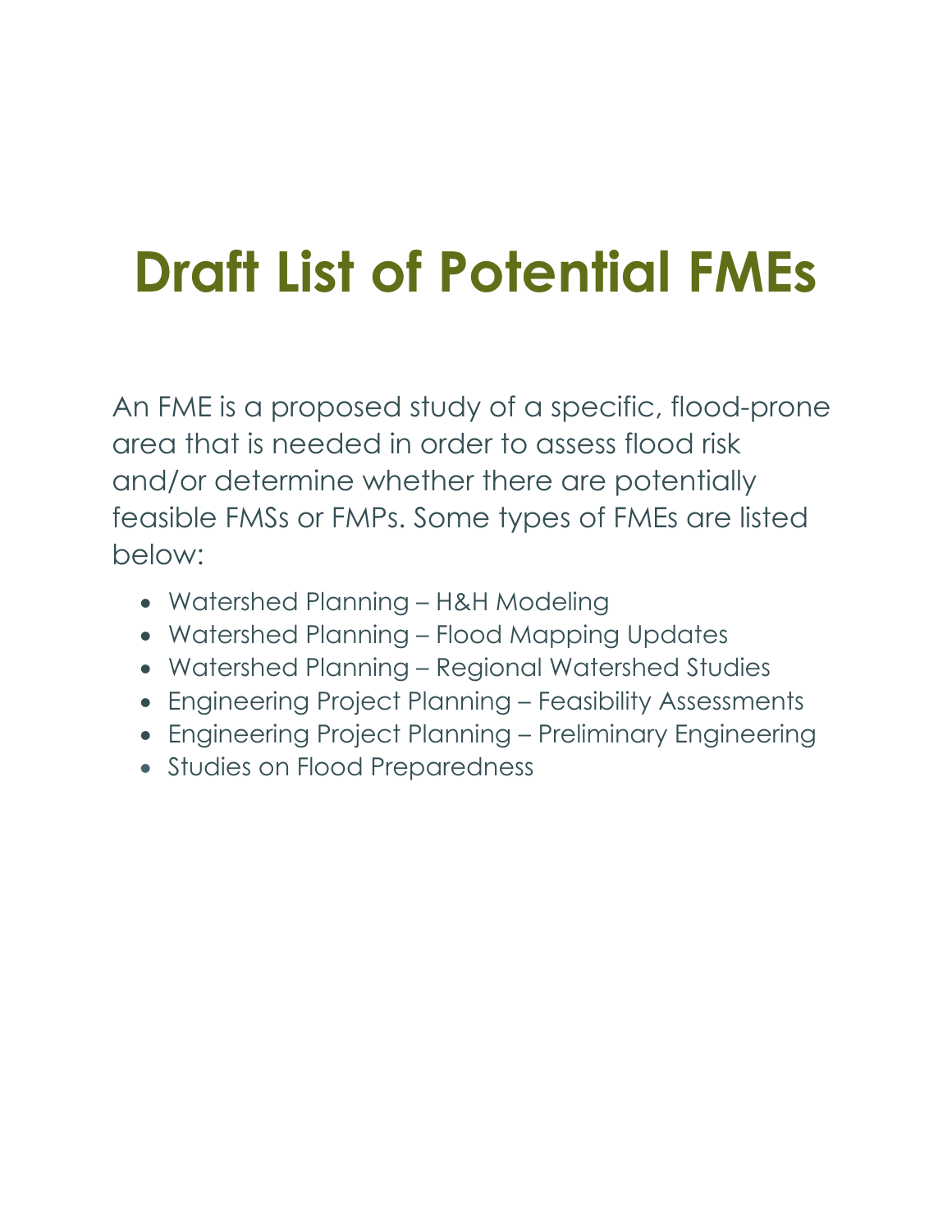# Draft List of Potential FMEs

An FME is a proposed study of a specific, flood-prone area that is needed in order to assess flood risk and/or determine whether there are potentially feasible FMSs or FMPs. Some types of FMEs are listed below:

- Watershed Planning – H&H Modeling
- Watershed Planning – Flood Mapping Updates
- Watershed Planning – Regional Watershed Studies
- Engineering Project Planning – Feasibility Assessments
- Engineering Project Planning – Preliminary Engineering
- Studies on Flood Preparedness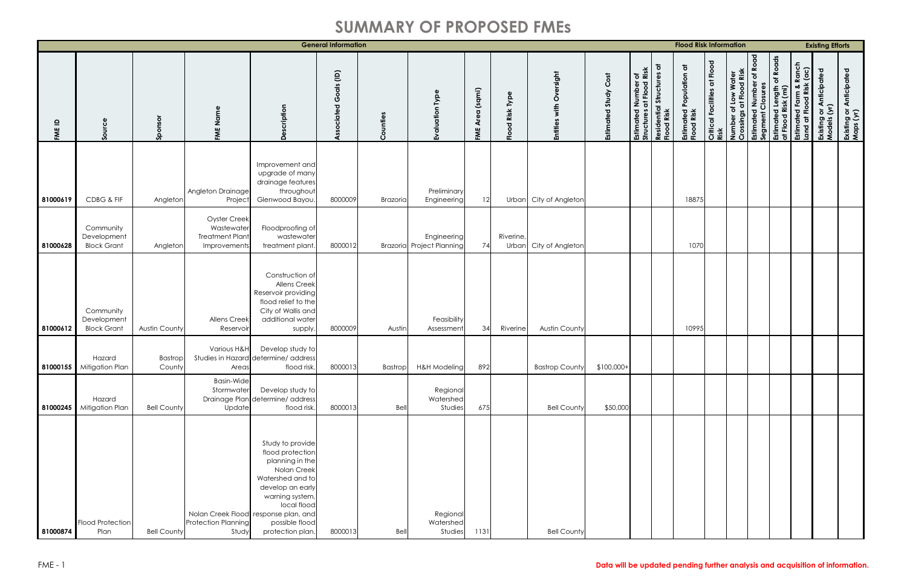# SUMMARY OF PROPOSED FMEs

| General Information | | | | | | | | | | | | Flood Risk Information | | | | | | | | | Existing Efforts | |
|---|---|---|---|---|---|---|---|---|---|---|---|---|---|---|---|---|---|---|---|---|---|---|
| FME ID | Source | Sponsor | FME Name | Description | Associated Goals (ID) | Counties | Evaluation Type | FME Area (sqmi) | Flood Risk Type | Entities with Oversight | Estimated Study Cost | Estimated Number of Structures at Flood Risk | Residential Structures at Flood Risk | Estimated Population at Flood Risk | Critical Facilities at Flood Risk | Number of Low Water Crossings at Flood Risk | Estimated Number of Road Segment Closures | Estimated Length of Roads at Flood Risk (mi) | Estimated Farm & Ranch Land at Flood Risk (ac) | Existing or Anticipated Models (yr) | Existing or Anticipated Maps (yr) |
| 81000619 | CDBG & FIF | Angleton | Angleton Drainage Project | Improvement and upgrade of many drainage features throughout Glenwood Bayou. | 8000009 | Brazoria | Preliminary Engineering | 12 | Urban | City of Angleton | | | | 18875 | | | | | | | |
| 81000628 | Community Development Block Grant | Angleton | Oyster Creek Wastewater Treatment Plant Improvements | Floodproofing of wastewater treatment plant. | 8000012 | Brazoria | Engineering Project Planning | 74 | Riverine, Urban | City of Angleton | | | | 1070 | | | | | | | |
| 81000612 | Community Development Block Grant | Austin County | Allens Creek Reservoir | Construction of Allens Creek Reservoir providing flood relief to the City of Wallis and additional water supply. | 8000009 | Austin | Feasibility Assessment | 34 | Riverine | Austin County | | | | 10995 | | | | | | | |
| 81000155 | Hazard Mitigation Plan | Bastrop County | Various H&H Studies in Hazard Areas | Develop study to determine/ address flood risk. | 8000013 | Bastrop | H&H Modeling | 892 | | Bastrop County | $100,000+ | | | | | | | | | | |
| 81000245 | Hazard Mitigation Plan | Bell County | Basin-Wide Stormwater Drainage Plan Update | Develop study to determine/ address flood risk. | 8000013 | Bell | Regional Watershed Studies | 675 | | Bell County | $50,000 | | | | | | | | | | |
| 81000874 | Flood Protection Plan | Bell County | Nolan Creek Flood Protection Planning Study | Study to provide flood protection planning in the Nolan Creek Watershed and to develop an early warning system, local flood response plan, and possible flood protection plan. | 8000013 | Bell | Regional Watershed Studies | 1131 | | Bell County | | | | | | | | | | | |

Data will be updated pending further analysis and acquisition of information.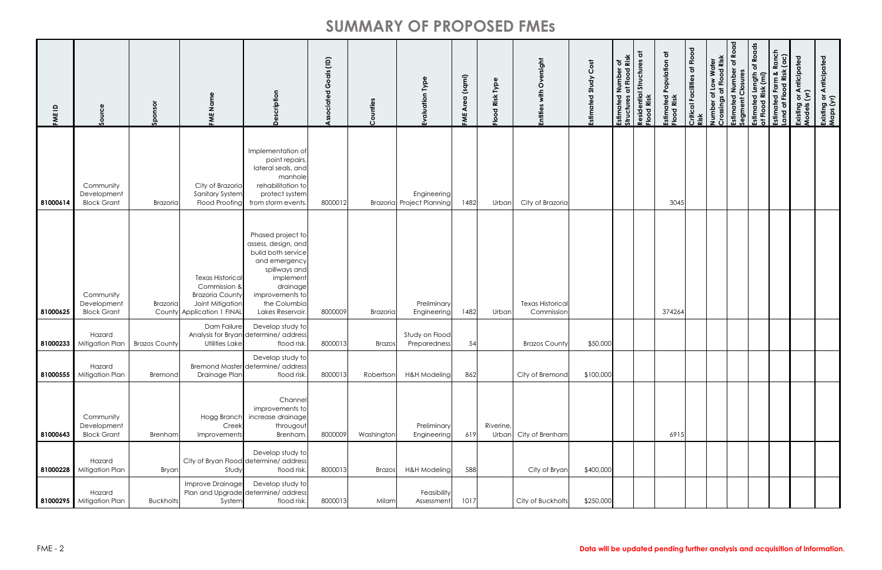# SUMMARY OF PROPOSED FMEs

| FME ID | Source | Sponsor | FME Name | Description | Associated Goals (ID) | Counties | Evaluation Type | FME Area (sqmi) | Flood Risk Type | Entities with Oversight | Estimated Study Cost | Estimated Number of Structures at Flood Risk | Residential Structures at Flood Risk | Estimated Population at Flood Risk | Critical Facilities at Flood Risk | Number of Low Water Crossings at Flood Risk | Estimated Number of Road Segment Closures | Estimated Length of Roads at Flood Risk (mi) | Estimated Farm & Ranch Land at Flood Risk (ac) | Existing or Anticipated Models (yr) | Existing or Anticipated Maps (yr) |
|---|---|---|---|---|---|---|---|---|---|---|---|---|---|---|---|---|---|---|---|---|---|
| 81000614 | Community Development Block Grant | Brazoria | City of Brazoria Sanitary System Flood Proofing | Implementation of point repairs, lateral seals, and manhole rehabilitation to protect system from storm events. | 8000012 | Brazoria | Engineering Project Planning | 1482 | Urban | City of Brazoria | | | | 3045 | | | | | | | |
| 81000625 | Community Development Block Grant | Brazoria County | Texas Historical Commission & Brazoria County Joint Mitigation Application 1 FINAL | Phased project to assess, design, and build both service and emergency spillways and implement drainage improvements to the Columbia Lakes Reservoir. | 8000009 | Brazoria | Preliminary Engineering | 1482 | Urban | Texas Historical Commission | | | | 374264 | | | | | | | |
| 81000233 | Hazard Mitigation Plan | Brazos County | Dam Failure Analysis for Bryan Utilities Lake | Develop study to determine/ address flood risk. | 8000013 | Brazos | Study on Flood Preparedness | 54 | | Brazos County | $50,000 | | | | | | | | | | |
| 81000555 | Hazard Mitigation Plan | Bremond | Bremond Master Drainage Plan | Develop study to determine/ address flood risk. | 8000013 | Robertson | H&H Modeling | 862 | | City of Bremond | $100,000 | | | | | | | | | | |
| 81000643 | Community Development Block Grant | Brenham | Hogg Branch Creek Improvements | Channel improvements to increase drainage througout Brenham. | 8000009 | Washington | Preliminary Engineering | 619 | Riverine, Urban | City of Brenham | | | | 6915 | | | | | | | |
| 81000228 | Hazard Mitigation Plan | Bryan | City of Bryan Flood Study | Develop study to determine/ address flood risk. | 8000013 | Brazos | H&H Modeling | 588 | | City of Bryan | $400,000 | | | | | | | | | | |
| 81000295 | Hazard Mitigation Plan | Buckholts | Improve Drainage Plan and Upgrade System | Develop study to determine/ address flood risk. | 8000013 | Milam | Feasibility Assessment | 1017 | | City of Buckholts | $250,000 | | | | | | | | | | |

**Data will be updated pending further analysis and acquisition of information.**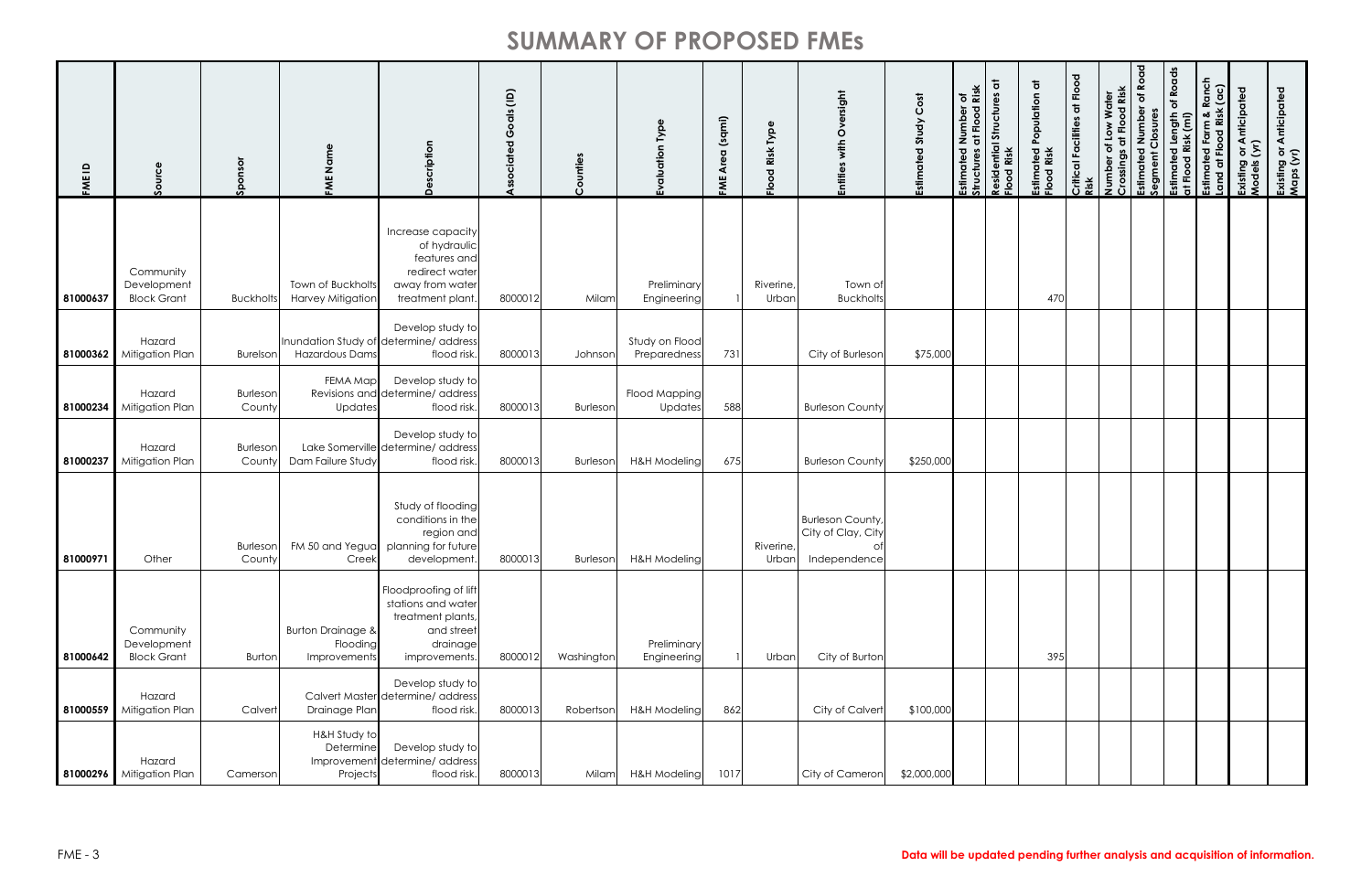# SUMMARY OF PROPOSED FMEs

| FMEID | Source | Sponsor | FME Name | Description | Associated Goals (ID) | Counties | Evaluation Type | FME Area (sqmi) | Flood Risk Type | Entities with Oversight | Estimated Study Cost | Estimated Number of Structures at Flood Risk | Residential Structures at Flood Risk | Estimated Population at Flood Risk | Critical Facilities at Flood Risk | Number of Low Water Crossings at Flood Risk | Estimated Number of Road Segment Closures | Estimated Length of Roads at Flood Risk (mi) | Estimated Farm & Ranch Land at Flood Risk (ac) | Existing or Anticipated Models (yr) | Existing or Anticipated Maps (yr) |
|---|---|---|---|---|---|---|---|---|---|---|---|---|---|---|---|---|---|---|---|---|---|
| 81000637 | Community Development Block Grant | Buckholts | Town of Buckholts Harvey Mitigation | Increase capacity of hydraulic features and redirect water away from water treatment plant. | 8000012 | Milam | Preliminary Engineering | 1 | Riverine, Urban | Town of Buckholts | | | | 470 | | | | | | | |
| 81000362 | Hazard Mitigation Plan | Burelson | Inundation Study of Hazardous Dams | Develop study to determine/ address flood risk. | 8000013 | Johnson | Study on Flood Preparedness | 731 | | City of Burleson | $75,000 | | | | | | | | | | |
| 81000234 | Hazard Mitigation Plan | Burleson County | FEMA Map Revisions and Updates | Develop study to determine/ address flood risk. | 8000013 | Burleson | Flood Mapping Updates | 588 | | Burleson County | | | | | | | | | | | |
| 81000237 | Hazard Mitigation Plan | Burleson County | Lake Somerville Dam Failure Study | Develop study to determine/ address flood risk. | 8000013 | Burleson | H&H Modeling | 675 | | Burleson County | $250,000 | | | | | | | | | | |
| 81000971 | Other | Burleson County | FM 50 and Yegua Creek | Study of flooding conditions in the region and planning for future development. | 8000013 | Burleson | H&H Modeling | | Riverine, Urban | Burleson County, City of Clay, City of Independence | | | | | | | | | | | |
| 81000642 | Community Development Block Grant | Burton | Burton Drainage & Flooding Improvements | Floodproofing of lift stations and water treatment plants, and street drainage improvements. | 8000012 | Washington | Preliminary Engineering | 1 | Urban | City of Burton | | | | 395 | | | | | | | |
| 81000559 | Hazard Mitigation Plan | Calvert | Calvert Master Drainage Plan | Develop study to determine/ address flood risk. | 8000013 | Robertson | H&H Modeling | 862 | | City of Calvert | $100,000 | | | | | | | | | | |
| 81000296 | Hazard Mitigation Plan | Cameron | H&H Study to Determine Improvement Projects | Develop study to determine/ address flood risk. | 8000013 | Milam | H&H Modeling | 1017 | | City of Cameron | $2,000,000 | | | | | | | | | | |

FME - 3

**Data will be updated pending further analysis and acquisition of information.**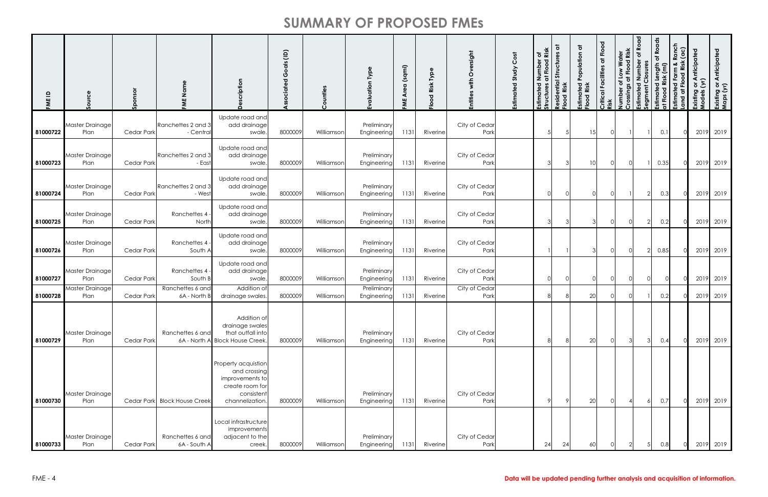# SUMMARY OF PROPOSED FMEs

| FME ID | Source | Sponsor | FME Name | Description | Associated Goals (ID) | Counties | Evaluation Type | FME Area (sqmi) | Flood Risk Type | Entities with Oversight | Estimated Study Cost | Estimated Number of Structures at Flood Risk | Residential Structures at Flood Risk | Estimated Population at Flood Risk | Critical Facilities at Flood Risk | Number of Low Water Crossings at Flood Risk | Estimated Number of Road Segment Closures | Estimated Length of Roads at Flood Risk (mi) | Estimated Farm & Ranch Land at Flood Risk (ac) | Existing or Anticipated Models (yr) | Existing or Anticipated Maps (yr) |
|---|---|---|---|---|---|---|---|---|---|---|---|---|---|---|---|---|---|---|---|---|---|
| 81000722 | Master Drainage Plan | Cedar Park | Ranchettes 2 and 3 - Central | Update road and add drainage swale. | 8000009 | Williamson | Preliminary Engineering | 1131 | Riverine | City of Cedar Park | | 5 | 5 | 15 | 0 | 1 | 1 | 0.1 | 0 | 2019 | 2019 |
| 81000723 | Master Drainage Plan | Cedar Park | Ranchettes 2 and 3 - East | Update road and add drainage swale. | 8000009 | Williamson | Preliminary Engineering | 1131 | Riverine | City of Cedar Park | | 3 | 3 | 10 | 0 | 0 | 1 | 0.35 | 0 | 2019 | 2019 |
| 81000724 | Master Drainage Plan | Cedar Park | Ranchettes 2 and 3 - West | Update road and add drainage swale. | 8000009 | Williamson | Preliminary Engineering | 1131 | Riverine | City of Cedar Park | | 0 | 0 | 0 | 0 | 1 | 2 | 0.3 | 0 | 2019 | 2019 |
| 81000725 | Master Drainage Plan | Cedar Park | Ranchettes 4 - North | Update road and add drainage swale. | 8000009 | Williamson | Preliminary Engineering | 1131 | Riverine | City of Cedar Park | | 3 | 3 | 3 | 0 | 0 | 2 | 0.2 | 0 | 2019 | 2019 |
| 81000726 | Master Drainage Plan | Cedar Park | Ranchettes 4 - South A | Update road and add drainage swale. | 8000009 | Williamson | Preliminary Engineering | 1131 | Riverine | City of Cedar Park | | 1 | 1 | 3 | 0 | 0 | 2 | 0.85 | 0 | 2019 | 2019 |
| 81000727 | Master Drainage Plan | Cedar Park | Ranchettes 4 - South B | Update road and add drainage swale. | 8000009 | Williamson | Preliminary Engineering | 1131 | Riverine | City of Cedar Park | | 0 | 0 | 0 | 0 | 0 | 0 | 0 | 0 | 2019 | 2019 |
| 81000728 | Master Drainage Plan | Cedar Park | Ranchettes 6 and 6A - North B | Addition of drainage swales. | 8000009 | Williamson | Preliminary Engineering | 1131 | Riverine | City of Cedar Park | | 8 | 8 | 20 | 0 | 0 | 1 | 0.2 | 0 | 2019 | 2019 |
| 81000729 | Master Drainage Plan | Cedar Park | Ranchettes 6 and 6A - North A | Addition of drainage swales that outfall into Block House Creek. | 8000009 | Williamson | Preliminary Engineering | 1131 | Riverine | City of Cedar Park | | 8 | 8 | 20 | 0 | 3 | 3 | 0.4 | 0 | 2019 | 2019 |
| 81000730 | Master Drainage Plan | Cedar Park | Block House Creek | Property acquistion and crossing improvements to create room for consistent channelization. | 8000009 | Williamson | Preliminary Engineering | 1131 | Riverine | City of Cedar Park | | 9 | 9 | 20 | 0 | 4 | 6 | 0.7 | 0 | 2019 | 2019 |
| 81000733 | Master Drainage Plan | Cedar Park | Ranchettes 6 and 6A - South A | Local infrastructure improvements adjacent to the creek. | 8000009 | Williamson | Preliminary Engineering | 1131 | Riverine | City of Cedar Park | | 24 | 24 | 60 | 0 | 2 | 5 | 0.8 | 0 | 2019 | 2019 |

**Data will be updated pending further analysis and acquisition of information.**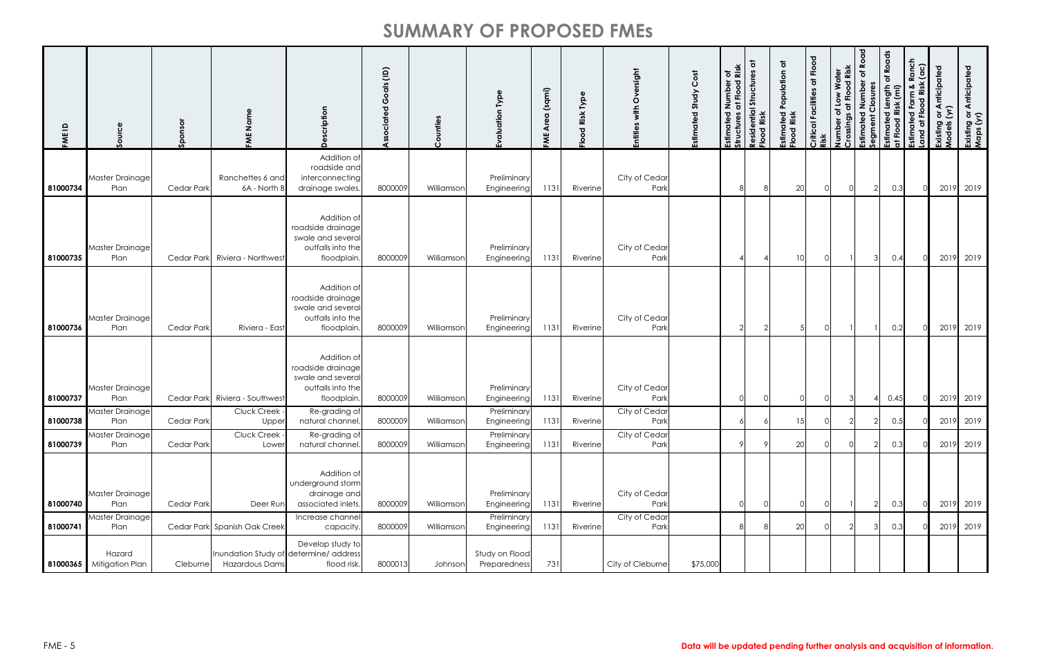# SUMMARY OF PROPOSED FMEs

| FME ID | Source | Sponsor | FME Name | Description | Associated Goals (ID) | Counties | Evaluation Type | FME Area (sqmi) | Flood Risk Type | Entities with Oversight | Estimated Study Cost | Estimated Number of Structures at Flood Risk | Residential Structures at Flood Risk | Estimated Population at Flood Risk | Critical Facilities at Flood Risk | Number of Low Water Crossings at Flood Risk | Estimated Number of Road Segment Closures | Estimated Length of Roads at Flood Risk (mi) | Estimated Farm & Ranch Land at Flood Risk (ac) | Existing or Anticipated Models (yr) | Existing or Anticipated Maps (yr) |
|---|---|---|---|---|---|---|---|---|---|---|---|---|---|---|---|---|---|---|---|---|---|
| 81000734 | Master Drainage Plan | Cedar Park | Ranchettes 6 and 6A - North B | Addition of roadside and interconnecting drainage swales. | 8000009 | Williamson | Preliminary Engineering | 1131 | Riverine | City of Cedar Park | | 8 | 8 | 20 | 0 | 0 | 2 | 0.3 | 0 | 2019 | 2019 |
| 81000735 | Master Drainage Plan | Cedar Park | Riviera - Northwest | Addition of roadside drainage swale and several outfalls into the floodplain. | 8000009 | Williamson | Preliminary Engineering | 1131 | Riverine | City of Cedar Park | | 4 | 4 | 10 | 0 | 1 | 3 | 0.4 | 0 | 2019 | 2019 |
| 81000736 | Master Drainage Plan | Cedar Park | Riviera - East | Addition of roadside drainage swale and several outfalls into the floodplain. | 8000009 | Williamson | Preliminary Engineering | 1131 | Riverine | City of Cedar Park | | 2 | 2 | 5 | 0 | 1 | 1 | 0.2 | 0 | 2019 | 2019 |
| 81000737 | Master Drainage Plan | Cedar Park | Riviera - Southwest | Addition of roadside drainage swale and several outfalls into the floodplain. | 8000009 | Williamson | Preliminary Engineering | 1131 | Riverine | City of Cedar Park | | 0 | 0 | 0 | 0 | 3 | 4 | 0.45 | 0 | 2019 | 2019 |
| 81000738 | Master Drainage Plan | Cedar Park | Cluck Creek - Upper | Re-grading of natural channel. | 8000009 | Williamson | Preliminary Engineering | 1131 | Riverine | City of Cedar Park | | 6 | 6 | 15 | 0 | 2 | 2 | 0.5 | 0 | 2019 | 2019 |
| 81000739 | Master Drainage Plan | Cedar Park | Cluck Creek - Lower | Re-grading of natural channel. | 8000009 | Williamson | Preliminary Engineering | 1131 | Riverine | City of Cedar Park | | 9 | 9 | 20 | 0 | 0 | 2 | 0.3 | 0 | 2019 | 2019 |
| 81000740 | Master Drainage Plan | Cedar Park | Deer Run | Addition of underground storm drainage and associated inlets. | 8000009 | Williamson | Preliminary Engineering | 1131 | Riverine | City of Cedar Park | | 0 | 0 | 0 | 0 | 1 | 2 | 0.3 | 0 | 2019 | 2019 |
| 81000741 | Master Drainage Plan | Cedar Park | Spanish Oak Creek | Increase channel capacity. | 8000009 | Williamson | Preliminary Engineering | 1131 | Riverine | City of Cedar Park | | 8 | 8 | 20 | 0 | 2 | 3 | 0.3 | 0 | 2019 | 2019 |
| 81000365 | Hazard Mitigation Plan | Cleburne | Inundation Study of Hazardous Dams | Develop study to determine/ address flood risk. | 8000013 | Johnson | Study on Flood Preparedness | 731 | | City of Cleburne | $75,000 | | | | | | | | | | |

**Data will be updated pending further analysis and acquisition of information.**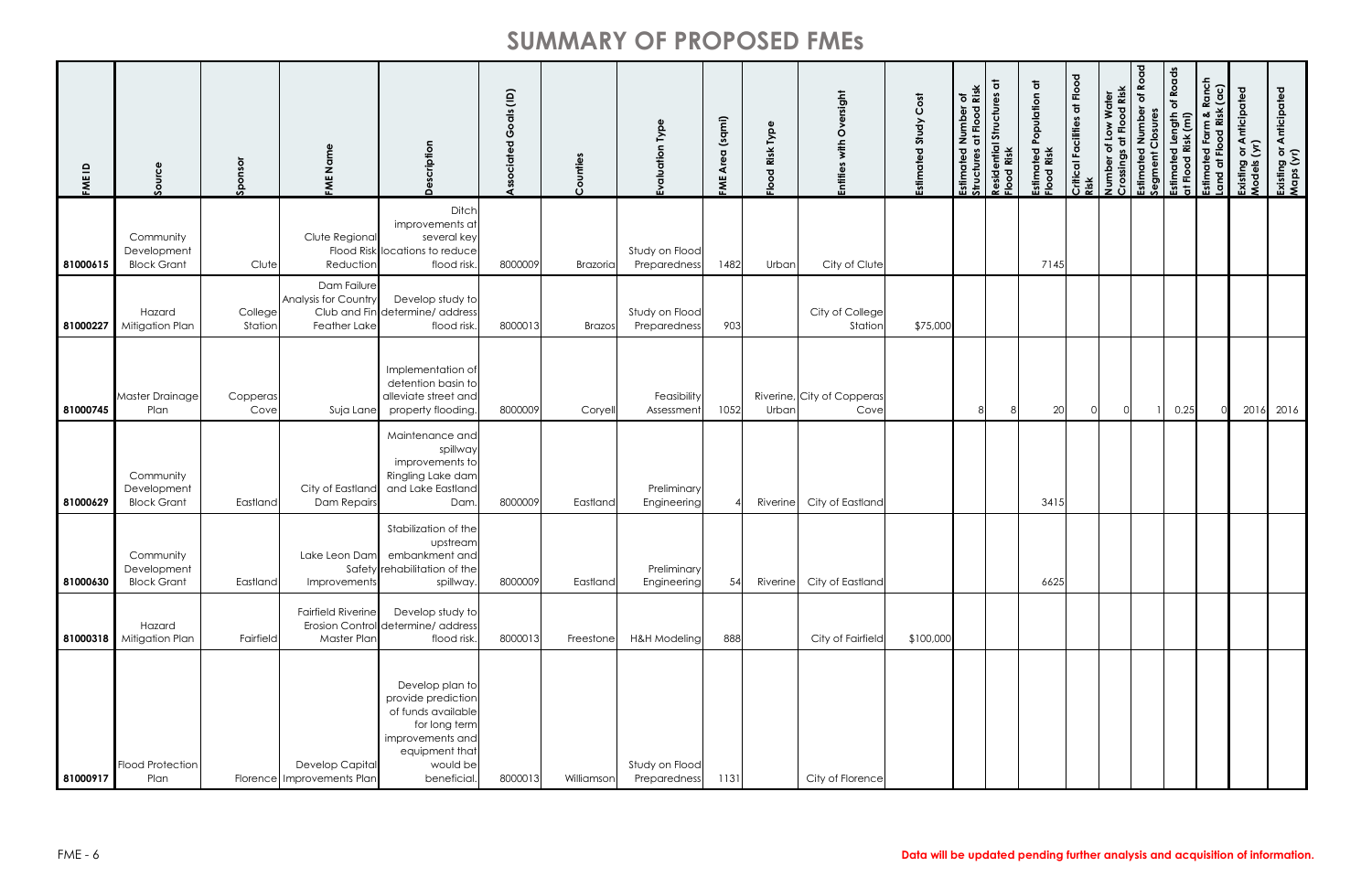# SUMMARY OF PROPOSED FMEs

| FME ID | Source | Sponsor | FME Name | Description | Associated Goals (ID) | Counties | Evaluation Type | FME Area (sqmi) | Flood Risk Type | Entities with Oversight | Estimated Study Cost | Estimated Number of Structures at Flood Risk | Residential Structures at Flood Risk | Estimated Population at Flood Risk | Critical Facilities at Flood Risk | Number of Low Water Crossings at Flood Risk | Estimated Number of Road Segment Closures | Estimated Length of Roads at Flood Risk (mi) | Estimated Farm & Ranch Land at Flood Risk (ac) | Existing or Anticipated Models (yr) | Existing or Anticipated Maps (yr) |
|---|---|---|---|---|---|---|---|---|---|---|---|---|---|---|---|---|---|---|---|---|---|
| 81000615 | Community Development Block Grant | Clute | Clute Regional Flood Risk Reduction | Ditch improvements at several key locations to reduce flood risk. | 8000009 | Brazoria | Study on Flood Preparedness | 1482 | Urban | City of Clute | | | | 7145 | | | | | | | |
| 81000227 | Hazard Mitigation Plan | College Station | Dam Failure Analysis for Country Club and Fin Feather Lake | Develop study to determine/ address flood risk. | 8000013 | Brazos | Study on Flood Preparedness | 903 | | City of College Station | $75,000 | | | | | | | | | | |
| 81000745 | Master Drainage Plan | Copperas Cove | Suja Lane | Implementation of detention basin to alleviate street and property flooding. | 8000009 | Coryell | Feasibility Assessment | 1052 | Riverine, Urban | City of Copperas Cove | | 8 | 8 | 20 | 0 | 0 | 1 | 0.25 | 0 | 2016 | 2016 |
| 81000629 | Community Development Block Grant | Eastland | City of Eastland Dam Repairs | Maintenance and spillway improvements to Ringling Lake dam and Lake Eastland Dam. | 8000009 | Eastland | Preliminary Engineering | 4 | Riverine | City of Eastland | | | | 3415 | | | | | | | |
| 81000630 | Community Development Block Grant | Eastland | Lake Leon Dam Safety Improvements | Stabilization of the upstream embankment and rehabilitation of the spillway. | 8000009 | Eastland | Preliminary Engineering | 54 | Riverine | City of Eastland | | | | 6625 | | | | | | | |
| 81000318 | Hazard Mitigation Plan | Fairfield | Fairfield Riverine Erosion Control Master Plan | Develop study to determine/ address flood risk. | 8000013 | Freestone | H&H Modeling | 888 | | City of Fairfield | $100,000 | | | | | | | | | | |
| 81000917 | Flood Protection Plan | Florence | Develop Capital Improvements Plan | Develop plan to provide prediction of funds available for long term improvements and equipment that would be beneficial. | 8000013 | Williamson | Study on Flood Preparedness | 1131 | | City of Florence | | | | | | | | | | | |

FME - 6

**Data will be updated pending further analysis and acquisition of information.**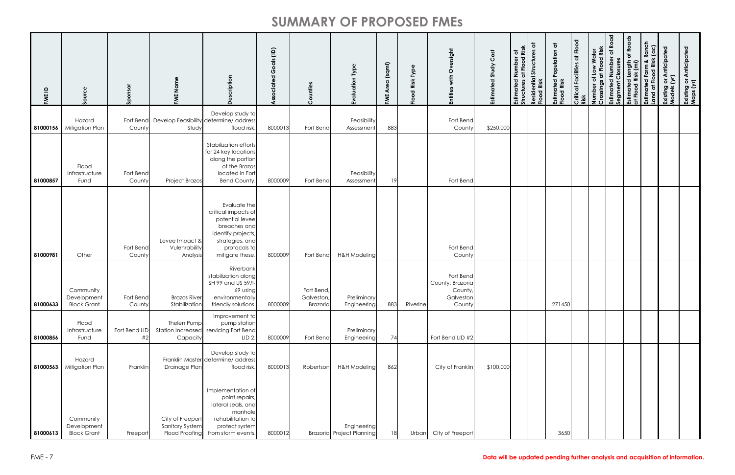# SUMMARY OF PROPOSED FMEs

| FME ID | Source | Sponsor | FME Name | Description | Associated Goals (ID) | Counties | Evaluation Type | FME Area (sqmi) | Flood Risk Type | Entities with Oversight | Estimated Study Cost | Estimated Number of Structures at Flood Risk | Residential Structures at Flood Risk | Estimated Population at Flood Risk | Critical Facilities at Flood Risk | Number of Low Water Crossings at Flood Risk | Estimated Number of Road Segment Closures | Estimated Length of Roads at Flood Risk (mi) | Estimated Farm & Ranch Land at Flood Risk (ac) | Existing or Anticipated Models (yr) | Existing or Anticipated Maps (yr) |
|---|---|---|---|---|---|---|---|---|---|---|---|---|---|---|---|---|---|---|---|---|---|
| 81000156 | Hazard Mitigation Plan | Fort Bend County | Develop Feasibility Study | Develop study to determine/ address flood risk. | 8000013 | Fort Bend | Feasibility Assessment | 883 | | Fort Bend County | $250,000 | | | | | | | | | | |
| 81000857 | Flood Infrastructure Fund | Fort Bend County | Project Brazos | Stabilization efforts for 24 key locations along the portion of the Brazos located in Fort Bend County. | 8000009 | Fort Bend | Feasibility Assessment | 19 | | Fort Bend | | | | | | | | | | | |
| 81000981 | Other | Fort Bend County | Levee Impact & Vulnerability Analysis | Evaluate the critical impacts of potential levee breaches and identify projects, strategies, and protocols to mitigate these. | 8000009 | Fort Bend | H&H Modeling | | | Fort Bend County | | | | | | | | | | | |
| 81000633 | Community Development Block Grant | Fort Bend County | Brazos River Stabilization | Riverbank stabilization along SH 99 and US 59/I-69 using environmentally friendly solutions. | 8000009 | Fort Bend, Galveston, Brazoria | Preliminary Engineering | 883 | Riverine | Fort Bend County, Brazoria County, Galveston County | | | | 271450 | | | | | | | |
| 81000856 | Flood Infrastructure Fund | Fort Bend LID #2 | Thelen Pump Station Increased Capacity | Improvement to pump station servicing Fort Bend LID 2. | 8000009 | Fort Bend | Preliminary Engineering | 74 | | Fort Bend LID #2 | | | | | | | | | | | |
| 81000563 | Hazard Mitigation Plan | Franklin | Franklin Master Drainage Plan | Develop study to determine/ address flood risk. | 8000013 | Robertson | H&H Modeling | 862 | | City of Franklin | $100,000 | | | | | | | | | | |
| 81000613 | Community Development Block Grant | Freeport | City of Freeport Sanitary System Flood Proofing | Implementation of point repairs, lateral seals, and manhole rehabilitation to protect system from storm events. | 8000012 | Brazoria | Engineering Project Planning | 18 | Urban | City of Freeport | | | | 3650 | | | | | | | |

FME - 7

Data will be updated pending further analysis and acquisition of information.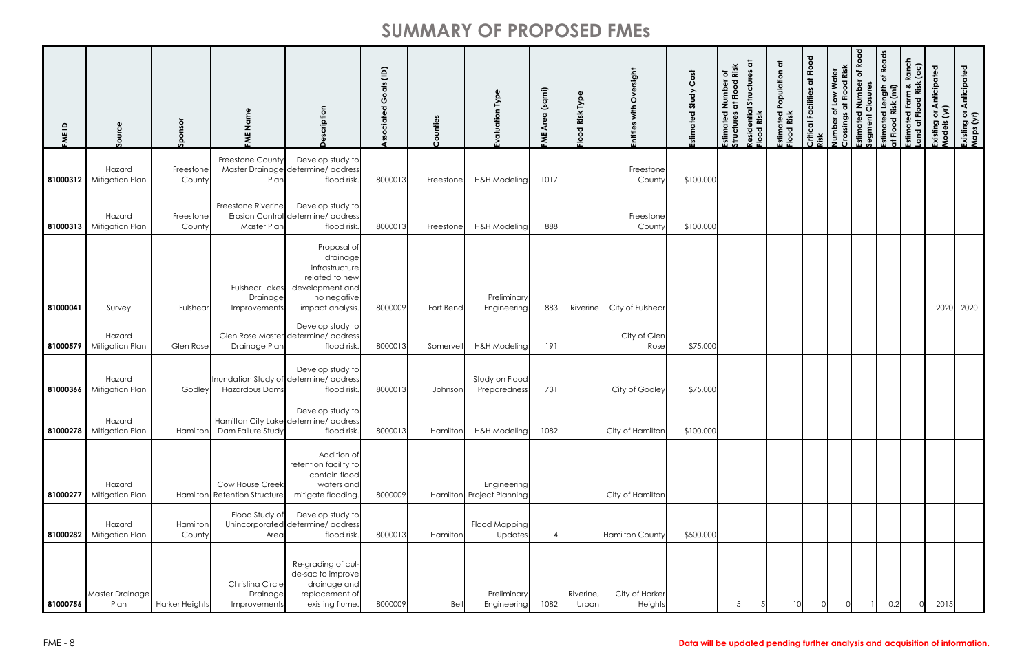# SUMMARY OF PROPOSED FMEs

| FME ID | Source | Sponsor | FME Name | Description | Associated Goals (ID) | Counties | Evaluation Type | FME Area (sqmi) | Flood Risk Type | Entities with Oversight | Estimated Study Cost | Estimated Number of Structures at Flood Risk | Residential Structures at Flood Risk | Estimated Population at Flood Risk | Critical Facilities at Flood Risk | Number of Low Water Crossings at Flood Risk | Estimated Number of Road Segment Closures | Estimated Length of Roads at Flood Risk (mi) | Estimated Farm & Ranch Land at Flood Risk (ac) | Existing or Anticipated Models (yr) | Existing or Anticipated Maps (yr) |
|---|---|---|---|---|---|---|---|---|---|---|---|---|---|---|---|---|---|---|---|---|---|
| 81000312 | Hazard Mitigation Plan | Freestone County | Freestone County Master Drainage Plan | Develop study to determine/ address flood risk. | 8000013 | Freestone | H&H Modeling | 1017 | | Freestone County | $100,000 | | | | | | | | | | |
| 81000313 | Hazard Mitigation Plan | Freestone County | Freestone Riverine Erosion Control Master Plan | Develop study to determine/ address flood risk. | 8000013 | Freestone | H&H Modeling | 888 | | Freestone County | $100,000 | | | | | | | | | | |
| 81000041 | Survey | Fulshear | Fulshear Lakes Drainage Improvements | Proposal of drainage infrastructure related to new development and no negative impact analysis. | 8000009 | Fort Bend | Preliminary Engineering | 883 | Riverine | City of Fulshear | | | | | | | | | | 2020 | 2020 |
| 81000579 | Hazard Mitigation Plan | Glen Rose | Glen Rose Master Drainage Plan | Develop study to determine/ address flood risk. | 8000013 | Somervell | H&H Modeling | 191 | | City of Glen Rose | $75,000 | | | | | | | | | | |
| 81000366 | Hazard Mitigation Plan | Godley | Inundation Study of Hazardous Dams | Develop study to determine/ address flood risk. | 8000013 | Johnson | Study on Flood Preparedness | 731 | | City of Godley | $75,000 | | | | | | | | | | |
| 81000278 | Hazard Mitigation Plan | Hamilton | Hamilton City Lake Dam Failure Study | Develop study to determine/ address flood risk. | 8000013 | Hamilton | H&H Modeling | 1082 | | City of Hamilton | $100,000 | | | | | | | | | | |
| 81000277 | Hazard Mitigation Plan | Hamilton | Cow House Creek Retention Structure | Addition of retention facility to contain flood waters and mitigate flooding. | 8000009 | Hamilton | Engineering Project Planning | | | City of Hamilton | | | | | | | | | | | |
| 81000282 | Hazard Mitigation Plan | Hamilton County | Flood Study of Unincorporated Area | Develop study to determine/ address flood risk. | 8000013 | Hamilton | Flood Mapping Updates | 4 | | Hamilton County | $500,000 | | | | | | | | | | |
| 81000756 | Master Drainage Plan | Harker Heights | Christina Circle Drainage Improvements | Re-grading of cul-de-sac to improve drainage and replacement of existing flume. | 8000009 | Bell | Preliminary Engineering | 1082 | Riverine, Urban | City of Harker Heights | | 5 | 5 | 10 | 0 | 0 | 1 | 0.2 | 0 | 2015 | |

**Data will be updated pending further analysis and acquisition of information.**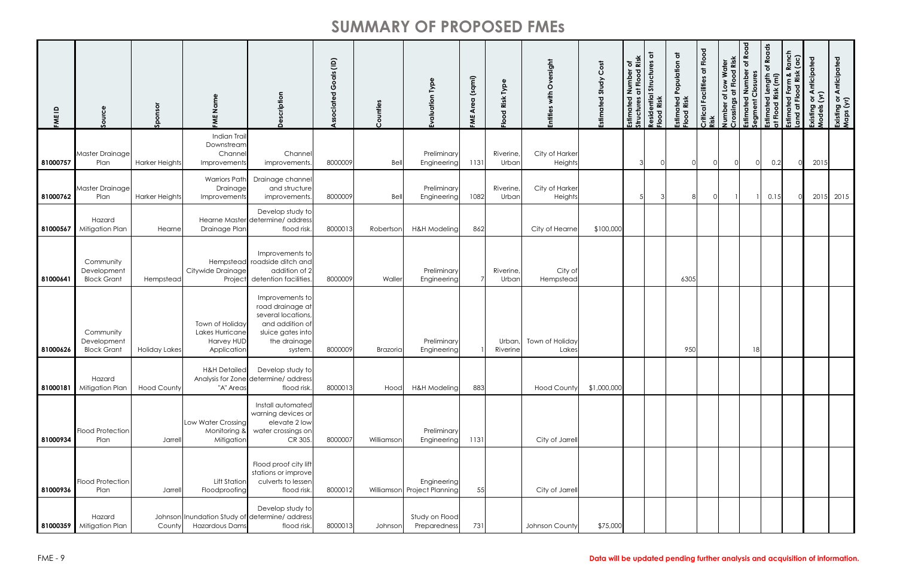# SUMMARY OF PROPOSED FMEs

| FME ID | Source | Sponsor | FME Name | Description | Associated Goals (ID) | Counties | Evaluation Type | FME Area (sqmi) | Flood Risk Type | Entities with Oversight | Estimated Study Cost | Estimated Number of Structures at Flood Risk | Residential Structures at Flood Risk | Estimated Population at Flood Risk | Critical Facilities at Flood Risk | Number of Low Water Crossings at Flood Risk | Estimated Number of Road Segment Closures | Estimated Length of Roads at Flood Risk (mi) | Estimated Farm & Ranch Land at Flood Risk (ac) | Existing or Anticipated Models (yr) | Existing or Anticipated Maps (yr) |
|---|---|---|---|---|---|---|---|---|---|---|---|---|---|---|---|---|---|---|---|---|---|
| 81000757 | Master Drainage Plan | Harker Heights | Indian Trail Downstream Channel Improvements | Channel improvements. | 8000009 | Bell | Preliminary Engineering | 1131 | Riverine, Urban | City of Harker Heights | | 3 | 0 | 0 | 0 | 0 | 0 | 0.2 | 0 | 2015 | |
| 81000762 | Master Drainage Plan | Harker Heights | Warriors Path Drainage Improvements | Drainage channel and structure improvements. | 8000009 | Bell | Preliminary Engineering | 1082 | Riverine, Urban | City of Harker Heights | | 5 | 3 | 8 | 0 | 1 | 1 | 0.15 | 0 | 2015 | 2015 |
| 81000567 | Hazard Mitigation Plan | Hearne | Hearne Master Drainage Plan | Develop study to determine/ address flood risk. | 8000013 | Robertson | H&H Modeling | 862 | | City of Hearne | $100,000 | | | | | | | | | | |
| 81000641 | Community Development Block Grant | Hempstead | Hempstead Citywide Drainage Project | Improvements to roadside ditch and addition of 2 detention facilities. | 8000009 | Waller | Preliminary Engineering | 7 | Riverine, Urban | City of Hempstead | | | | 6305 | | | | | | | |
| 81000626 | Community Development Block Grant | Holiday Lakes | Town of Holiday Lakes Hurricane Harvey HUD Application | Improvements to road drainage at several locations, and addition of sluice gates into the drainage system. | 8000009 | Brazoria | Preliminary Engineering | 1 | Urban, Riverine | Town of Holiday Lakes | | | | 950 | | | 18 | | | | |
| 81000181 | Hazard Mitigation Plan | Hood County | H&H Detailed Analysis for Zone "A" Areas | Develop study to determine/ address flood risk. | 8000013 | Hood | H&H Modeling | 883 | | Hood County | $1,000,000 | | | | | | | | | | |
| 81000934 | Flood Protection Plan | Jarrell | Low Water Crossing Monitoring & Mitigation | Install automated warning devices or elevate 2 low water crossings on CR 305. | 8000007 | Williamson | Preliminary Engineering | 1131 | | City of Jarrell | | | | | | | | | | | |
| 81000936 | Flood Protection Plan | Jarrell | Lift Station Floodproofing | Flood proof city lift stations or improve culverts to lessen flood risk. | 8000012 | Williamson | Engineering Project Planning | 55 | | City of Jarrell | | | | | | | | | | | |
| 81000359 | Hazard Mitigation Plan | Johnson County | Inundation Study of Hazardous Dams | Develop study to determine/ address flood risk. | 8000013 | Johnson | Study on Flood Preparedness | 731 | | Johnson County | $75,000 | | | | | | | | | | |

**Data will be updated pending further analysis and acquisition of information.**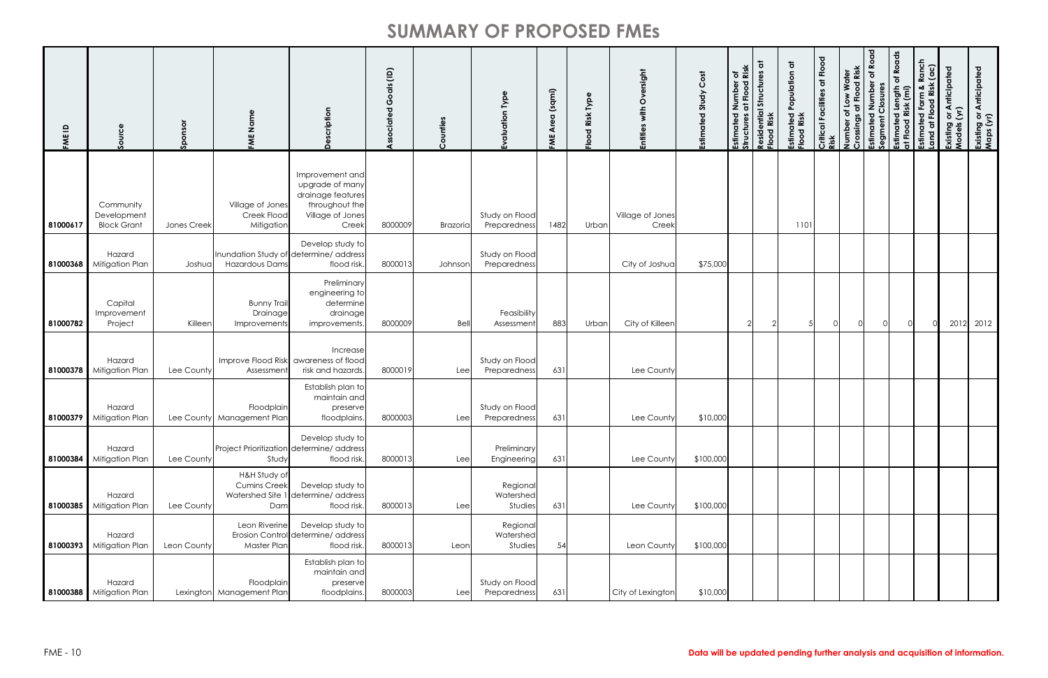# SUMMARY OF PROPOSED FMEs

| FME ID | Source | Sponsor | FME Name | Description | Associated Goals (ID) | Counties | Evaluation Type | FME Area (sqmi) | Flood Risk Type | Entities with Oversight | Estimated Study Cost | Estimated Number of Structures at Flood Risk | Residential Structures at Flood Risk | Estimated Population at Flood Risk | Critical Facilities at Flood Risk | Number of Low Water Crossings at Flood Risk | Estimated Number of Road Segment Closures | Estimated Length of Roads at Flood Risk (mi) | Estimated Farm & Ranch Land at Flood Risk (ac) | Existing or Anticipated Models (yr) | Existing or Anticipated Maps (yr) |
|---|---|---|---|---|---|---|---|---|---|---|---|---|---|---|---|---|---|---|---|---|---|
| 81000617 | Community Development Block Grant | Jones Creek | Village of Jones Creek Flood Mitigation | Improvement and upgrade of many drainage features throughout the Village of Jones Creek | 8000009 | Brazoria | Study on Flood Preparedness | 1482 | Urban | Village of Jones Creek | | | | 1101 | | | | | | | |
| 81000368 | Hazard Mitigation Plan | Joshua | Inundation Study of Hazardous Dams | Develop study to determine/ address flood risk. | 8000013 | Johnson | Study on Flood Preparedness | | | City of Joshua | $75,000 | | | | | | | | | | |
| 81000782 | Capital Improvement Project | Killeen | Bunny Trail Drainage Improvements | Preliminary engineering to determine drainage improvements. | 8000009 | Bell | Feasibility Assessment | 883 | Urban | City of Killeen | | 2 | 2 | 5 | 0 | 0 | 0 | 0 | 0 | 2012 | 2012 |
| 81000378 | Hazard Mitigation Plan | Lee County | Improve Flood Risk Assessment | Increase awareness of flood risk and hazards. | 8000019 | Lee | Study on Flood Preparedness | 631 | | Lee County | | | | | | | | | | | |
| 81000379 | Hazard Mitigation Plan | Lee County | Floodplain Management Plan | Establish plan to maintain and preserve floodplains. | 8000003 | Lee | Study on Flood Preparedness | 631 | | Lee County | $10,000 | | | | | | | | | | |
| 81000384 | Hazard Mitigation Plan | Lee County | Project Prioritization Study | Develop study to determine/ address flood risk. | 8000013 | Lee | Preliminary Engineering | 631 | | Lee County | $100,000 | | | | | | | | | | |
| 81000385 | Hazard Mitigation Plan | Lee County | H&H Study of Cumins Creek Watershed Site 1 Dam | Develop study to determine/ address flood risk. | 8000013 | Lee | Regional Watershed Studies | 631 | | Lee County | $100,000 | | | | | | | | | | |
| 81000393 | Hazard Mitigation Plan | Leon County | Leon Riverine Erosion Control Master Plan | Develop study to determine/ address flood risk. | 8000013 | Leon | Regional Watershed Studies | 54 | | Leon County | $100,000 | | | | | | | | | | |
| 81000388 | Hazard Mitigation Plan | Lexington | Floodplain Management Plan | Establish plan to maintain and preserve floodplains. | 8000003 | Lee | Study on Flood Preparedness | 631 | | City of Lexington | $10,000 | | | | | | | | | | |

**Data will be updated pending further analysis and acquisition of information.**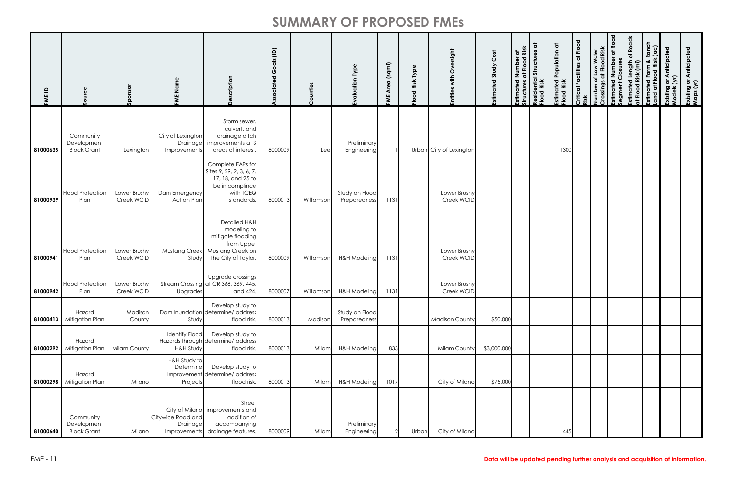# SUMMARY OF PROPOSED FMEs

| FME ID | Source | Sponsor | FME Name | Description | Associated Goals (ID) | Counties | Evaluation Type | FME Area (sqmi) | Flood Risk Type | Entities with Oversight | Estimated Study Cost | Estimated Number of Structures at Flood Risk | Residential Structures at Flood Risk | Estimated Population at Flood Risk | Critical Facilities at Flood Risk | Number of Low Water Crossings at Flood Risk | Estimated Number of Road Segment Closures | Estimated Length of Roads at Flood Risk (mi) | Estimated Farm & Ranch Land at Flood Risk (ac) | Existing or Anticipated Models (yr) | Existing or Anticipated Maps (yr) |
|---|---|---|---|---|---|---|---|---|---|---|---|---|---|---|---|---|---|---|---|---|---|
| 81000635 | Community Development Block Grant | Lexington | City of Lexington Drainage Improvements | Storm sewer, culvert, and drainage ditch improvements at 3 areas of interest. | 8000009 | Lee | Preliminary Engineering | 1 | Urban | City of Lexington | | | | 1300 | | | | | | | |
| 81000939 | Flood Protection Plan | Lower Brushy Creek WCID | Dam Emergency Action Plan | Complete EAPs for Sites 9, 29, 2, 3, 6, 7, 17, 18, and 25 to be in complince with TCEQ standards. | 8000013 | Williamson | Study on Flood Preparedness | 1131 | | Lower Brushy Creek WCID | | | | | | | | | | | |
| 81000941 | Flood Protection Plan | Lower Brushy Creek WCID | Mustang Creek Study | Detailed H&H modeling to mitigate flooding from Upper Mustang Creek on the City of Taylor. | 8000009 | Williamson | H&H Modeling | 1131 | | Lower Brushy Creek WCID | | | | | | | | | | | |
| 81000942 | Flood Protection Plan | Lower Brushy Creek WCID | Stream Crossing Upgrades | Upgrade crossings at CR 368, 369, 445, and 424. | 8000007 | Williamson | H&H Modeling | 1131 | | Lower Brushy Creek WCID | | | | | | | | | | | |
| 81000413 | Hazard Mitigation Plan | Madison County | Dam Inundation Study | Develop study to determine/ address flood risk. | 8000013 | Madison | Study on Flood Preparedness | | | Madison County | $50,000 | | | | | | | | | | |
| 81000292 | Hazard Mitigation Plan | Milam County | Identify Flood Hazards through H&H Study | Develop study to determine/ address flood risk. | 8000013 | Milam | H&H Modeling | 833 | | Milam County | $3,000,000 | | | | | | | | | | |
| 81000298 | Hazard Mitigation Plan | Milano | H&H Study to Determine Improvement Projects | Develop study to determine/ address flood risk. | 8000013 | Milam | H&H Modeling | 1017 | | City of Milano | $75,000 | | | | | | | | | | |
| 81000640 | Community Development Block Grant | Milano | City of Milano Citywide Road and Drainage Improvements | Street improvements and addition of accompanying drainage features. | 8000009 | Milam | Preliminary Engineering | 2 | Urban | City of Milano | | | | 445 | | | | | | | |

**Data will be updated pending further analysis and acquisition of information.**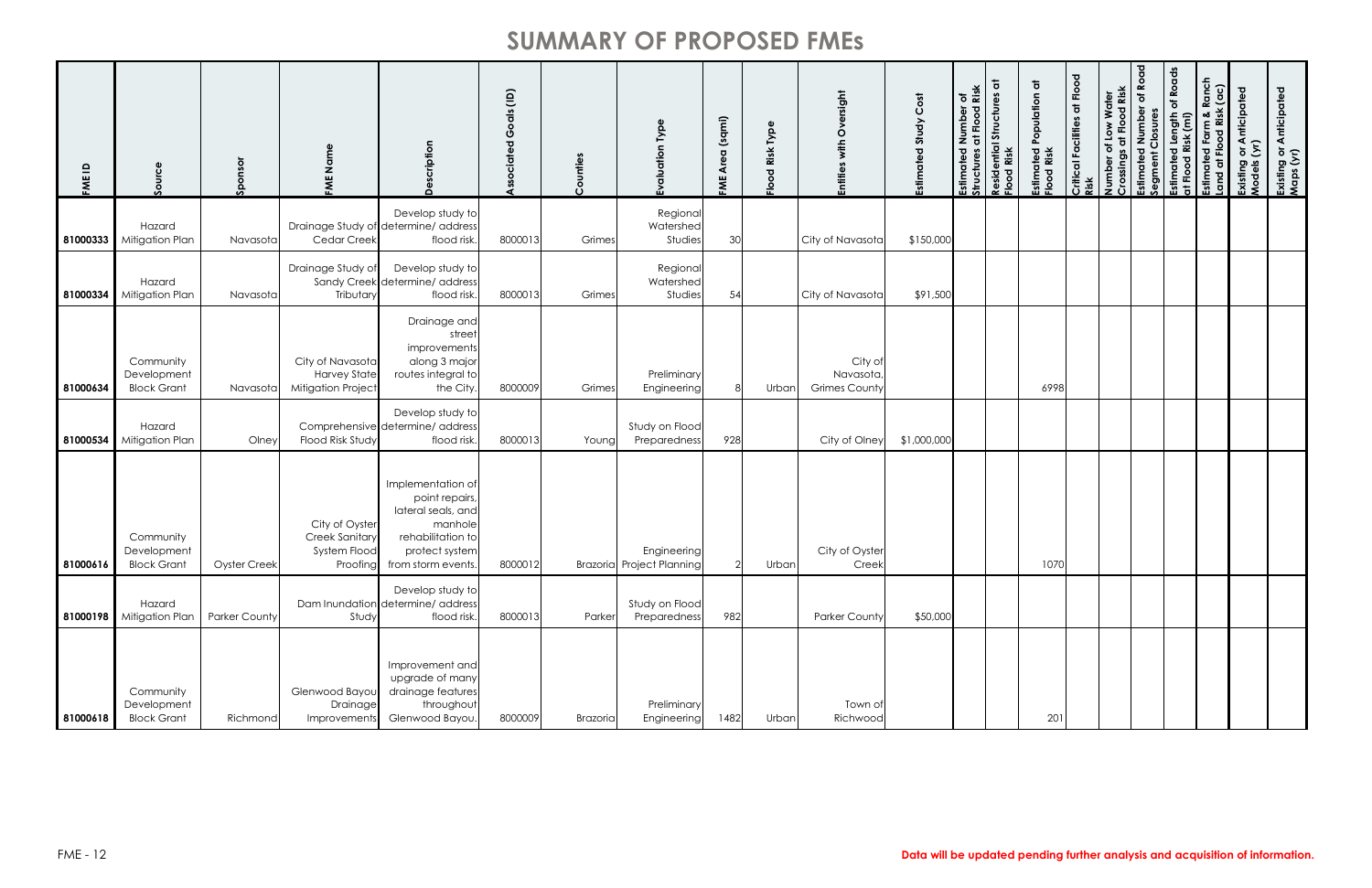# SUMMARY OF PROPOSED FMEs

| FME ID | Source | Sponsor | FME Name | Description | Associated Goals (ID) | Counties | Evaluation Type | FME Area (sqmi) | Flood Risk Type | Entities with Oversight | Estimated Study Cost | Estimated Number of Structures at Flood Risk | Residential Structures at Flood Risk | Estimated Population at Flood Risk | Critical Facilities at Flood Risk | Number of Low Water Crossings at Flood Risk | Estimated Number of Road Segment Closures | Estimated Length of Roads at Flood Risk (mi) | Estimated Farm & Ranch Land at Flood Risk (ac) | Existing or Anticipated Models (yr) | Existing or Anticipated Maps (yr) |
|---|---|---|---|---|---|---|---|---|---|---|---|---|---|---|---|---|---|---|---|---|---|
| 81000333 | Hazard Mitigation Plan | Navasota | Drainage Study of Cedar Creek | Develop study to determine/ address flood risk. | 8000013 | Grimes | Regional Watershed Studies | 30 | | City of Navasota | $150,000 | | | | | | | | | | |
| 81000334 | Hazard Mitigation Plan | Navasota | Drainage Study of Sandy Creek Tributary | Develop study to determine/ address flood risk. | 8000013 | Grimes | Regional Watershed Studies | 54 | | City of Navasota | $91,500 | | | | | | | | | | |
| 81000634 | Community Development Block Grant | Navasota | City of Navasota Harvey State Mitigation Project | Drainage and street improvements along 3 major routes integral to the City. | 8000009 | Grimes | Preliminary Engineering | 8 | Urban | City of Navasota, Grimes County | | | | 6998 | | | | | | | |
| 81000534 | Hazard Mitigation Plan | Olney | Comprehensive Flood Risk Study | Develop study to determine/ address flood risk. | 8000013 | Young | Study on Flood Preparedness | 928 | | City of Olney | $1,000,000 | | | | | | | | | | |
| 81000616 | Community Development Block Grant | Oyster Creek | City of Oyster Creek Sanitary System Flood Proofing | Implementation of point repairs, lateral seals, and manhole rehabilitation to protect system from storm events. | 8000012 | Brazoria | Engineering Project Planning | 2 | Urban | City of Oyster Creek | | | | 1070 | | | | | | | |
| 81000198 | Hazard Mitigation Plan | Parker County | Dam Inundation Study | Develop study to determine/ address flood risk. | 8000013 | Parker | Study on Flood Preparedness | 982 | | Parker County | $50,000 | | | | | | | | | | |
| 81000618 | Community Development Block Grant | Richmond | Glenwood Bayou Drainage Improvements | Improvement and upgrade of many drainage features throughout Glenwood Bayou. | 8000009 | Brazoria | Preliminary Engineering | 1482 | Urban | Town of Richwood | | | | 201 | | | | | | | |

**Data will be updated pending further analysis and acquisition of information.**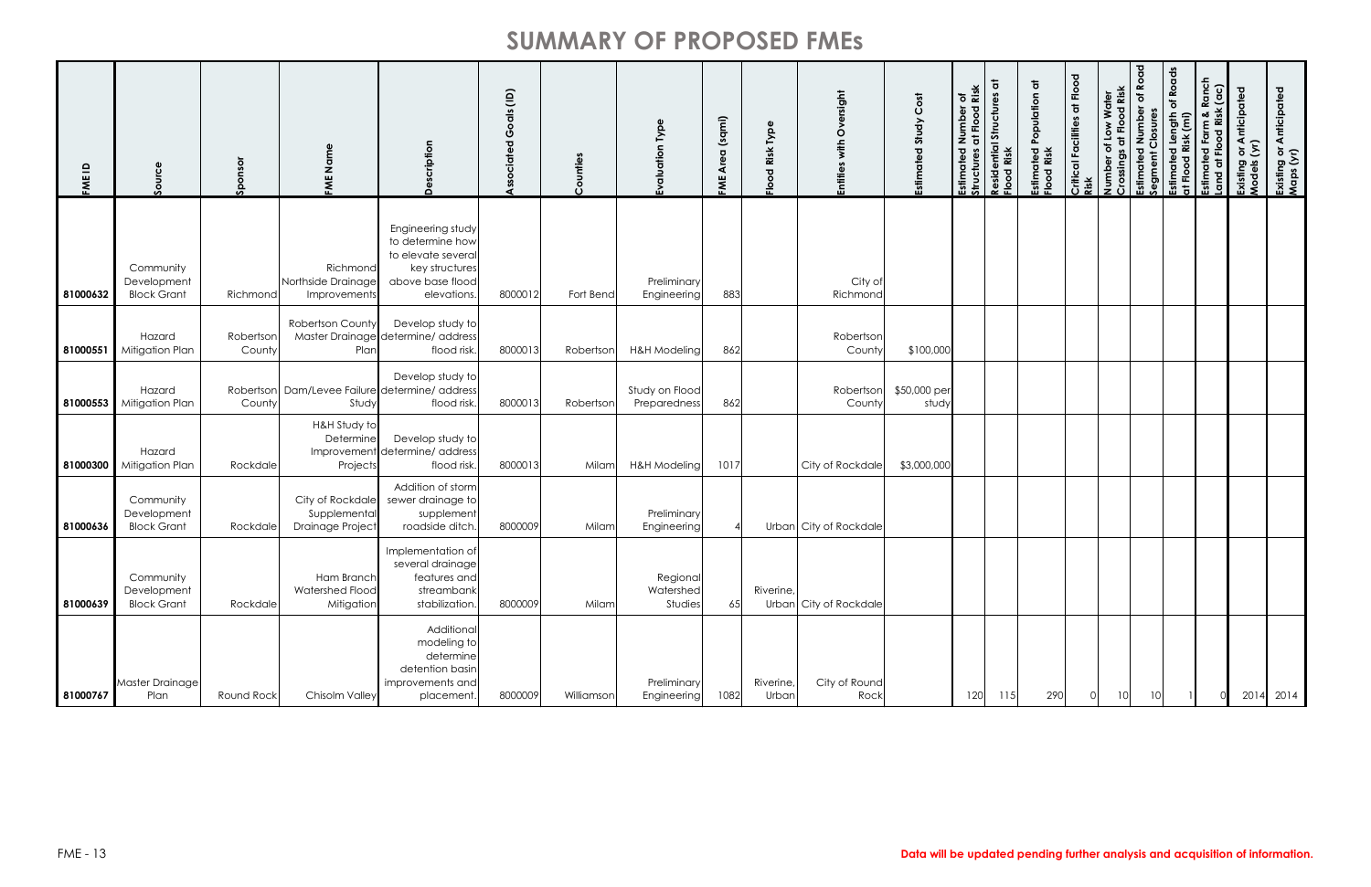# SUMMARY OF PROPOSED FMEs

| FME ID | Source | Sponsor | FME Name | Description | Associated Goals (ID) | Counties | Evaluation Type | FME Area (sqmi) | Flood Risk Type | Entities with Oversight | Estimated Study Cost | Estimated Number of Structures at Flood Risk | Residential Structures at Flood Risk | Estimated Population at Flood Risk | Critical Facilities at Flood Risk | Number of Low Water Crossings at Flood Risk | Estimated Number of Road Segment Closures | Estimated Length of Roads at Flood Risk (mi) | Estimated Farm & Ranch Land at Flood Risk (ac) | Existing or Anticipated Models (yr) | Existing or Anticipated Maps (yr) |
|---|---|---|---|---|---|---|---|---|---|---|---|---|---|---|---|---|---|---|---|---|---|
| 81000632 | Community Development Block Grant | Richmond | Richmond Northside Drainage Improvements | Engineering study to determine how to elevate several key structures above base flood elevations. | 8000012 | Fort Bend | Preliminary Engineering | 883 | | City of Richmond | | | | | | | | | | | |
| 81000551 | Hazard Mitigation Plan | Robertson County | Robertson County Master Drainage Plan | Develop study to determine/ address flood risk. | 8000013 | Robertson | H&H Modeling | 862 | | Robertson County | $100,000 | | | | | | | | | | |
| 81000553 | Hazard Mitigation Plan | Robertson County | Dam/Levee Failure Study | Develop study to determine/ address flood risk. | 8000013 | Robertson | Study on Flood Preparedness | 862 | | Robertson County | $50,000 per study | | | | | | | | | | |
| 81000300 | Hazard Mitigation Plan | Rockdale | H&H Study to Determine Improvement Projects | Develop study to determine/ address flood risk. | 8000013 | Milam | H&H Modeling | 1017 | | City of Rockdale | $3,000,000 | | | | | | | | | | |
| 81000636 | Community Development Block Grant | Rockdale | City of Rockdale Supplemental Drainage Project | Addition of storm sewer drainage to supplement roadside ditch. | 8000009 | Milam | Preliminary Engineering | 4 | Urban | City of Rockdale | | | | | | | | | | | |
| 81000639 | Community Development Block Grant | Rockdale | Ham Branch Watershed Flood Mitigation | Implementation of several drainage features and streambank stabilization. | 8000009 | Milam | Regional Watershed Studies | 65 | Riverine, Urban | City of Rockdale | | | | | | | | | | | |
| 81000767 | Master Drainage Plan | Round Rock | Chisolm Valley | Additional modeling to determine detention basin improvements and placement. | 8000009 | Williamson | Preliminary Engineering | 1082 | Riverine, Urban | City of Round Rock | | 120 | 115 | 290 | 0 | 10 | 10 | 1 | 0 | 2014 | 2014 |

**Data will be updated pending further analysis and acquisition of information.**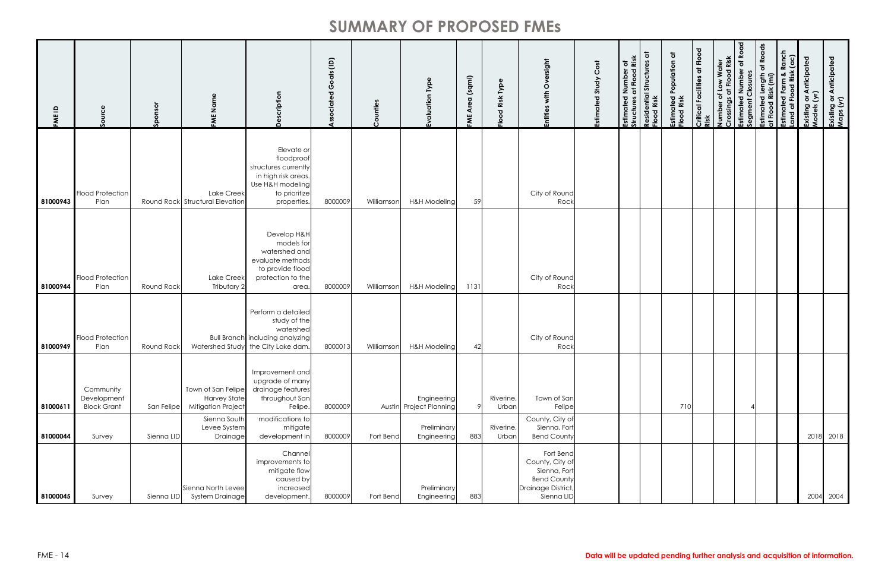# SUMMARY OF PROPOSED FMEs

| FME ID | Source | Sponsor | FME Name | Description | Associated Goals (ID) | Counties | Evaluation Type | FME Area (sqmi) | Flood Risk Type | Entities with Oversight | Estimated Study Cost | Estimated Number of Structures at Flood Risk | Residential Structures at Flood Risk | Estimated Population at Flood Risk | Critical Facilities at Flood Risk | Number of Low Water Crossings at Flood Risk | Estimated Number of Road Segment Closures | Estimated Length of Roads at Flood Risk (mi) | Estimated Farm & Ranch Land at Flood Risk (ac) | Existing or Anticipated Models (yr) | Existing or Anticipated Maps (yr) |
|---|---|---|---|---|---|---|---|---|---|---|---|---|---|---|---|---|---|---|---|---|---|
| 81000943 | Flood Protection Plan | Round Rock | Lake Creek Structural Elevation | Elevate or floodproof structures currently in high risk areas. Use H&H modeling to prioritize properties. | 8000009 | Williamson | H&H Modeling | 59 | | City of Round Rock | | | | | | | | | | | |
| 81000944 | Flood Protection Plan | Round Rock | Lake Creek Tributary 2 | Develop H&H models for watershed and evaluate methods to provide flood protection to the area. | 8000009 | Williamson | H&H Modeling | 1131 | | City of Round Rock | | | | | | | | | | | |
| 81000949 | Flood Protection Plan | Round Rock | Bull Branch Watershed Study | Perform a detailed study of the watershed including analyzing the City Lake dam. | 8000013 | Williamson | H&H Modeling | 42 | | City of Round Rock | | | | | | | | | | | |
| 81000611 | Community Development Block Grant | San Felipe | Town of San Felipe Harvey State Mitigation Project | Improvement and upgrade of many drainage features throughout San Felipe. | 8000009 | Austin | Engineering Project Planning | 9 | Riverine, Urban | Town of San Felipe | | | | 710 | | | 4 | | | | |
| 81000044 | Survey | Sienna LID | Sienna South Levee System Drainage | modifications to mitigate development in | 8000009 | Fort Bend | Preliminary Engineering | 883 | Riverine, Urban | County, City of Sienna, Fort Bend County | | | | | | | | | | 2018 | 2018 |
| 81000045 | Survey | Sienna LID | Sienna North Levee System Drainage | Channel improvements to mitigate flow caused by increased development. | 8000009 | Fort Bend | Preliminary Engineering | 883 | | Fort Bend County, City of Sienna, Fort Bend County Drainage District, Sienna LID | | | | | | | | | | 2004 | 2004 |

**Data will be updated pending further analysis and acquisition of information.**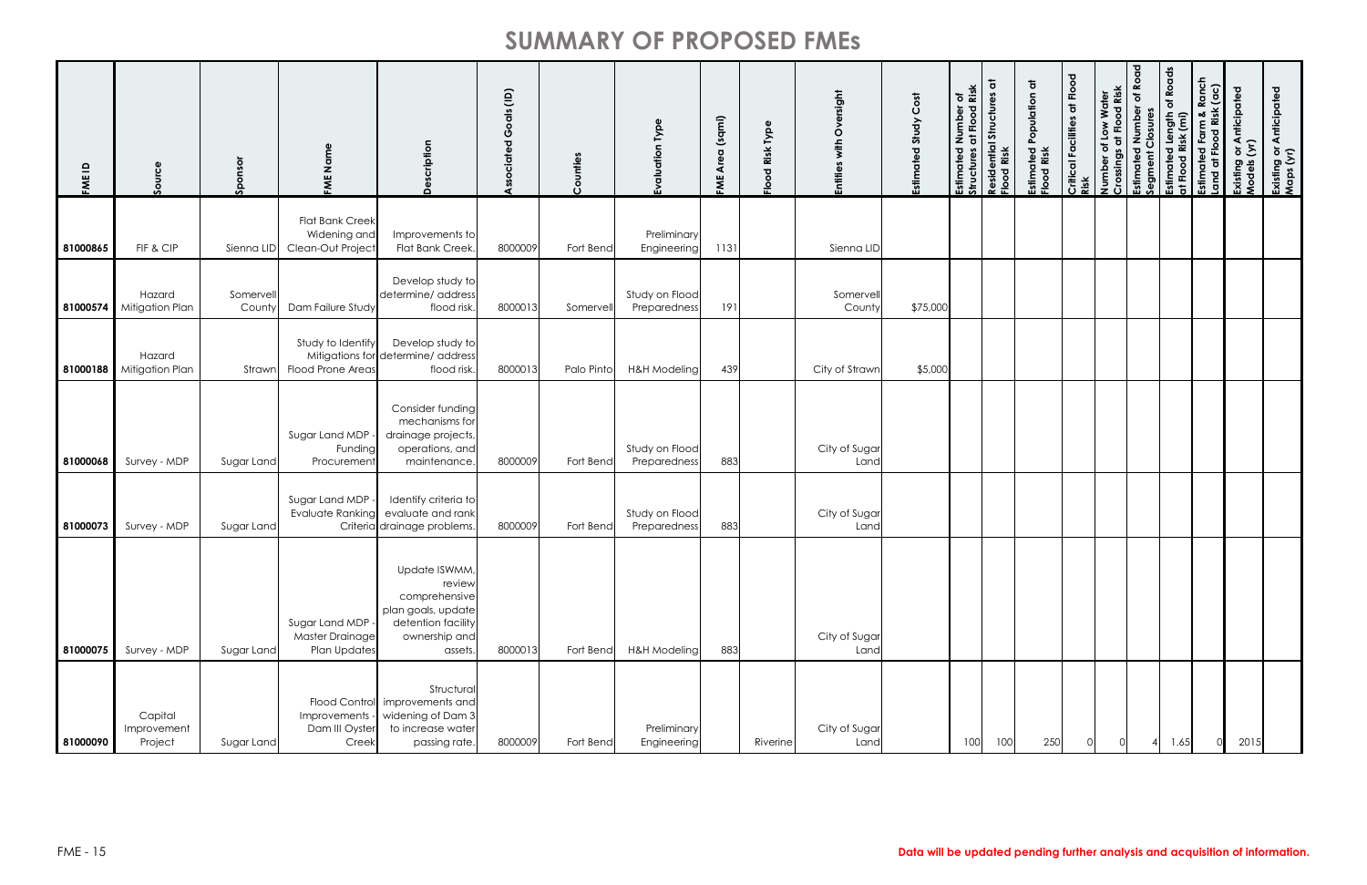# SUMMARY OF PROPOSED FMEs

| FME ID | Source | Sponsor | FME Name | Description | Associated Goals (ID) | Counties | Evaluation Type | FME Area (sqmi) | Flood Risk Type | Entities with Oversight | Estimated Study Cost | Estimated Number of Structures at Flood Risk | Residential Structures at Flood Risk | Estimated Population at Flood Risk | Critical Facilities at Flood Risk | Number of Low Water Crossings at Flood Risk | Estimated Number of Road Segment Closures | Estimated Length of Roads at Flood Risk (mi) | Estimated Farm & Ranch Land at Flood Risk (ac) | Existing or Anticipated Models (yr) | Existing or Anticipated Maps (yr) |
|---|---|---|---|---|---|---|---|---|---|---|---|---|---|---|---|---|---|---|---|---|---|
| 81000865 | FIF & CIP | Sienna LID | Flat Bank Creek Widening and Clean-Out Project | Improvements to Flat Bank Creek. | 8000009 | Fort Bend | Preliminary Engineering | 1131 | | Sienna LID | | | | | | | | | | | |
| 81000574 | Hazard Mitigation Plan | Somervell County | Dam Failure Study | Develop study to determine/ address flood risk. | 8000013 | Somervell | Study on Flood Preparedness | 191 | | Somervell County | $75,000 | | | | | | | | | | |
| 81000188 | Hazard Mitigation Plan | Strawn | Study to Identify Mitigations for Flood Prone Areas | Develop study to determine/ address flood risk. | 8000013 | Palo Pinto | H&H Modeling | 439 | | City of Strawn | $5,000 | | | | | | | | | | |
| 81000068 | Survey - MDP | Sugar Land | Sugar Land MDP - Funding Procurement | Consider funding mechanisms for drainage projects, operations, and maintenance. | 8000009 | Fort Bend | Study on Flood Preparedness | 883 | | City of Sugar Land | | | | | | | | | | | |
| 81000073 | Survey - MDP | Sugar Land | Sugar Land MDP - Evaluate Ranking Criteria | Identify criteria to evaluate and rank drainage problems. | 8000009 | Fort Bend | Study on Flood Preparedness | 883 | | City of Sugar Land | | | | | | | | | | | |
| 81000075 | Survey - MDP | Sugar Land | Sugar Land MDP - Master Drainage Plan Updates | Update ISWMM, review comprehensive plan goals, update detention facility ownership and assets. | 8000013 | Fort Bend | H&H Modeling | 883 | | City of Sugar Land | | | | | | | | | | | |
| 81000090 | Capital Improvement Project | Sugar Land | Flood Control Improvements - Dam III Oyster Creek | Structural improvements and widening of Dam 3 to increase water passing rate. | 8000009 | Fort Bend | Preliminary Engineering | | Riverine | City of Sugar Land | | 100 | 100 | 250 | 0 | 0 | 4 | 1.65 | 0 | 2015 | |

**Data will be updated pending further analysis and acquisition of information.**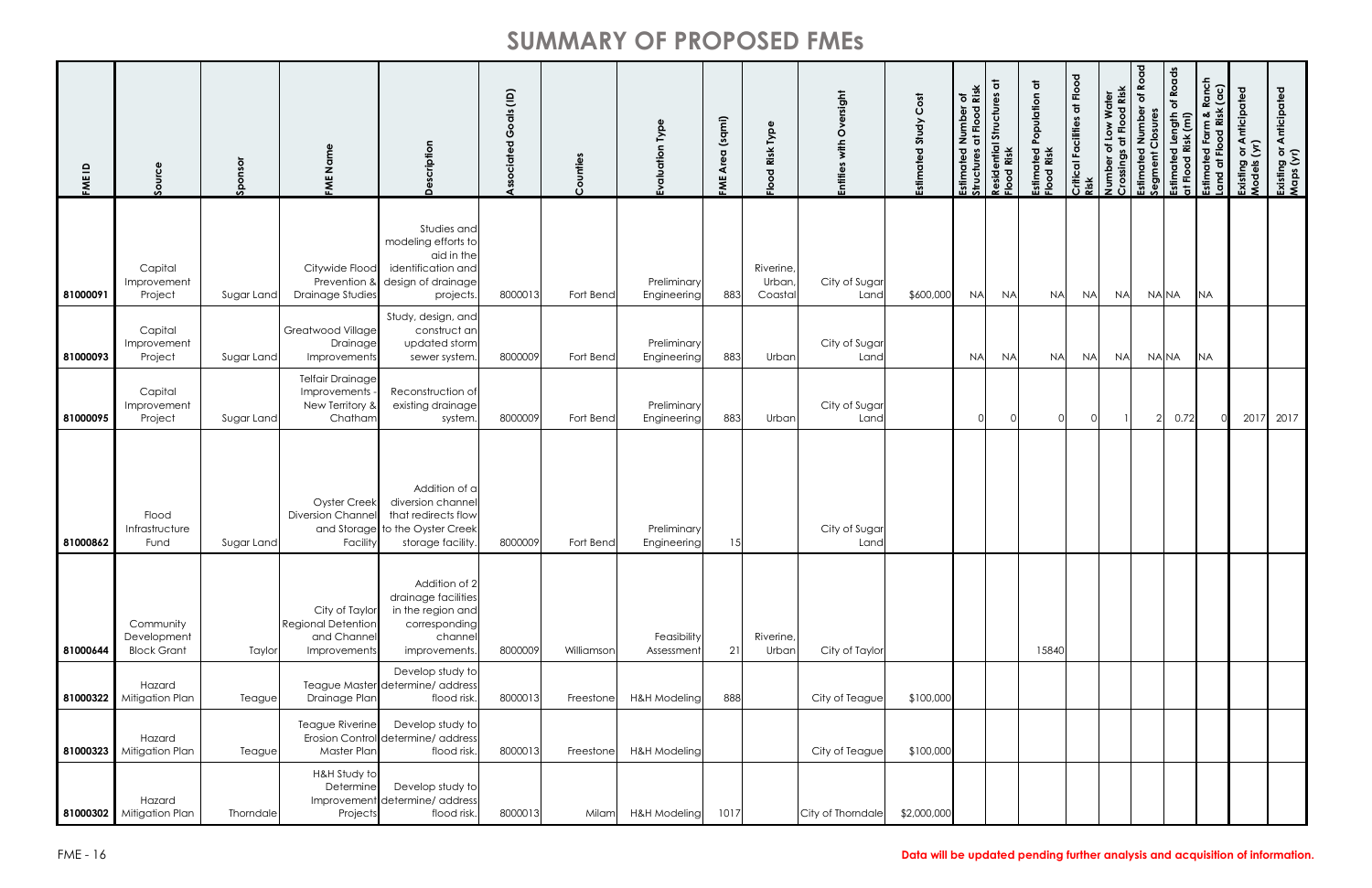# SUMMARY OF PROPOSED FMEs

| FME ID | Source | Sponsor | FME Name | Description | Associated Goals (ID) | Counties | Evaluation Type | FME Area (sqmi) | Flood Risk Type | Entities with Oversight | Estimated Study Cost | Estimated Number of Structures at Flood Risk | Residential Structures at Flood Risk | Estimated Population at Flood Risk | Critical Facilities at Flood Risk | Number of Low Water Crossings at Flood Risk | Estimated Number of Road Segment Closures | Estimated Length of Roads at Flood Risk (mi) | Estimated Farm & Ranch Land at Flood Risk (ac) | Existing or Anticipated Models (yr) | Existing or Anticipated Maps (yr) |
|---|---|---|---|---|---|---|---|---|---|---|---|---|---|---|---|---|---|---|---|---|---|
| 81000091 | Capital Improvement Project | Sugar Land | Citywide Flood Prevention & Drainage Studies | Studies and modeling efforts to aid in the identification and design of drainage projects. | 8000013 | Fort Bend | Preliminary Engineering | 883 | Riverine, Urban, Coastal | City of Sugar Land | $600,000 | NA | NA | NA | NA | NA | NA | NA | NA | | |
| 81000093 | Capital Improvement Project | Sugar Land | Greatwood Village Drainage Improvements | Study, design, and construct an updated storm sewer system. | 8000009 | Fort Bend | Preliminary Engineering | 883 | Urban | City of Sugar Land | | NA | NA | NA | NA | NA | NA | NA | NA | | |
| 81000095 | Capital Improvement Project | Sugar Land | Telfair Drainage Improvements - New Territory & Chatham | Reconstruction of existing drainage system. | 8000009 | Fort Bend | Preliminary Engineering | 883 | Urban | City of Sugar Land | | 0 | 0 | 0 | 0 | 1 | 2 | 0.72 | 0 | 2017 | 2017 |
| 81000862 | Flood Infrastructure Fund | Sugar Land | Oyster Creek Diversion Channel and Storage Facility | Addition of a diversion channel that redirects flow to the Oyster Creek storage facility. | 8000009 | Fort Bend | Preliminary Engineering | 15 | | City of Sugar Land | | | | | | | | | | | |
| 81000644 | Community Development Block Grant | Taylor | City of Taylor Regional Detention and Channel Improvements | Addition of 2 drainage facilities in the region and corresponding channel improvements. | 8000009 | Williamson | Feasibility Assessment | 21 | Riverine, Urban | City of Taylor | | | | 15840 | | | | | | | |
| 81000322 | Hazard Mitigation Plan | Teague | Teague Master Drainage Plan | Develop study to determine/ address flood risk. | 8000013 | Freestone | H&H Modeling | 888 | | City of Teague | $100,000 | | | | | | | | | | |
| 81000323 | Hazard Mitigation Plan | Teague | Teague Riverine Erosion Control Master Plan | Develop study to determine/ address flood risk. | 8000013 | Freestone | H&H Modeling | | | City of Teague | $100,000 | | | | | | | | | | |
| 81000302 | Hazard Mitigation Plan | Thorndale | H&H Study to Determine Improvement Projects | Develop study to determine/ address flood risk. | 8000013 | Milam | H&H Modeling | 1017 | | City of Thorndale | $2,000,000 | | | | | | | | | | |

FME - 16

**Data will be updated pending further analysis and acquisition of information.**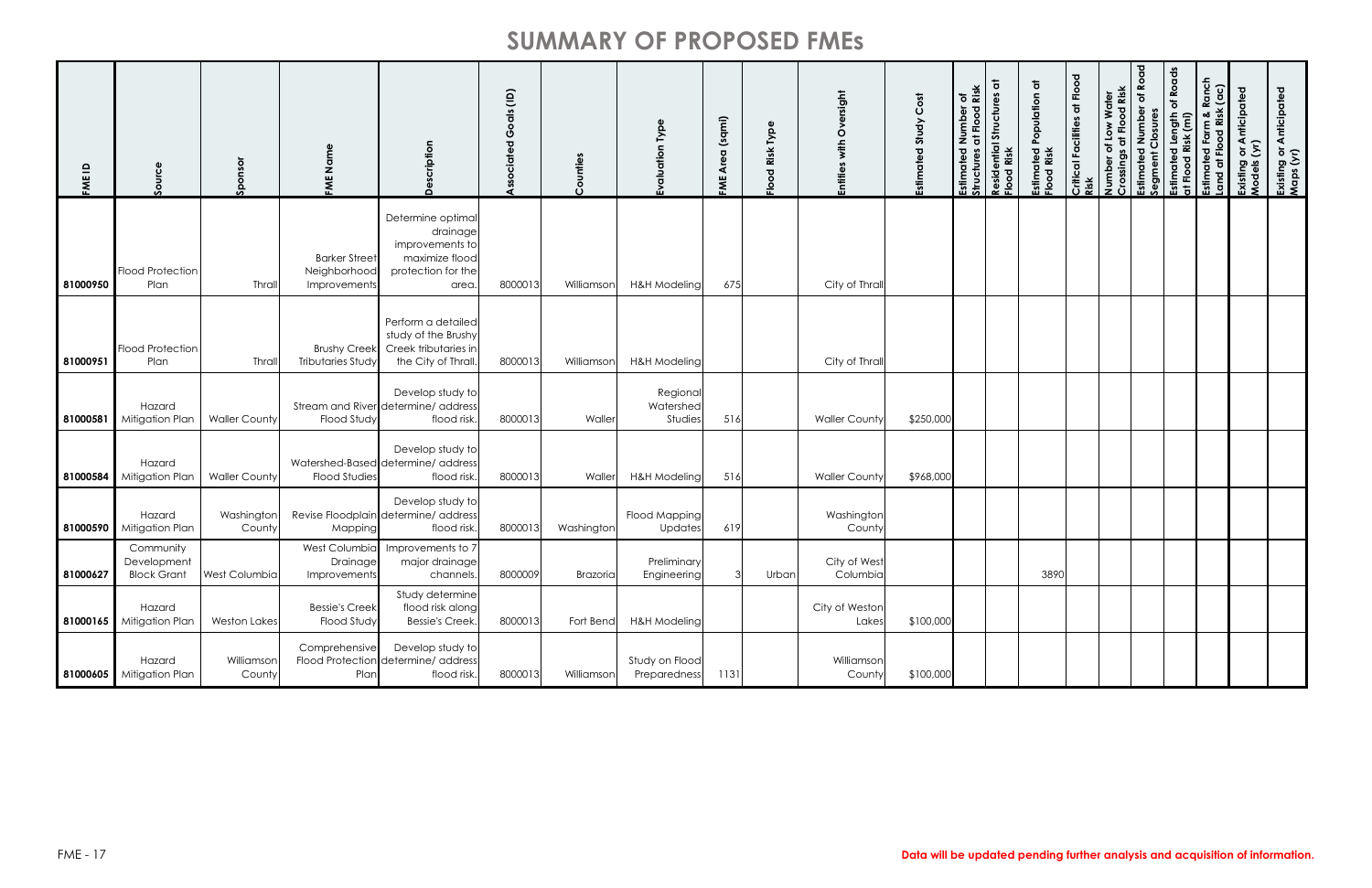# SUMMARY OF PROPOSED FMEs

| FME ID | Source | Sponsor | FME Name | Description | Associated Goals (ID) | Counties | Evaluation Type | FME Area (sqmi) | Flood Risk Type | Entities with Oversight | Estimated Study Cost | Estimated Number of Structures at Flood Risk | Residential Structures at Flood Risk | Estimated Population at Flood Risk | Critical Facilities at Flood Risk | Number of Low Water Crossings at Flood Risk | Estimated Number of Road Segment Closures | Estimated Length of Roads at Flood Risk (mi) | Estimated Farm & Ranch Land at Flood Risk (ac) | Existing or Anticipated Models (yr) | Existing or Anticipated Maps (yr) |
|---|---|---|---|---|---|---|---|---|---|---|---|---|---|---|---|---|---|---|---|---|---|
| 81000950 | Flood Protection Plan | Thrall | Barker Street Neighborhood Improvements | Determine optimal drainage improvements to maximize flood protection for the area. | 8000013 | Williamson | H&H Modeling | 675 | | City of Thrall | | | | | | | | | | | |
| 81000951 | Flood Protection Plan | Thrall | Brushy Creek Tributaries Study | Perform a detailed study of the Brushy Creek tributaries in the City of Thrall. | 8000013 | Williamson | H&H Modeling | | | City of Thrall | | | | | | | | | | | |
| 81000581 | Hazard Mitigation Plan | Waller County | Stream and River Flood Study | Develop study to determine/ address flood risk. | 8000013 | Waller | Regional Watershed Studies | 516 | | Waller County | $250,000 | | | | | | | | | | |
| 81000584 | Hazard Mitigation Plan | Waller County | Watershed-Based Flood Studies | Develop study to determine/ address flood risk. | 8000013 | Waller | H&H Modeling | 516 | | Waller County | $968,000 | | | | | | | | | | |
| 81000590 | Hazard Mitigation Plan | Washington County | Revise Floodplain Mapping | Develop study to determine/ address flood risk. | 8000013 | Washington | Flood Mapping Updates | 619 | | Washington County | | | | | | | | | | | |
| 81000627 | Community Development Block Grant | West Columbia | West Columbia Drainage Improvements | Improvements to 7 major drainage channels. | 8000009 | Brazoria | Preliminary Engineering | 3 | Urban | City of West Columbia | | | | 3890 | | | | | | | |
| 81000165 | Hazard Mitigation Plan | Weston Lakes | Bessie's Creek Flood Study | Study determine flood risk along Bessie's Creek. | 8000013 | Fort Bend | H&H Modeling | | | City of Weston Lakes | $100,000 | | | | | | | | | | |
| 81000605 | Hazard Mitigation Plan | Williamson County | Comprehensive Flood Protection Plan | Develop study to determine/ address flood risk. | 8000013 | Williamson | Study on Flood Preparedness | 1131 | | Williamson County | $100,000 | | | | | | | | | | |

**Data will be updated pending further analysis and acquisition of information.**